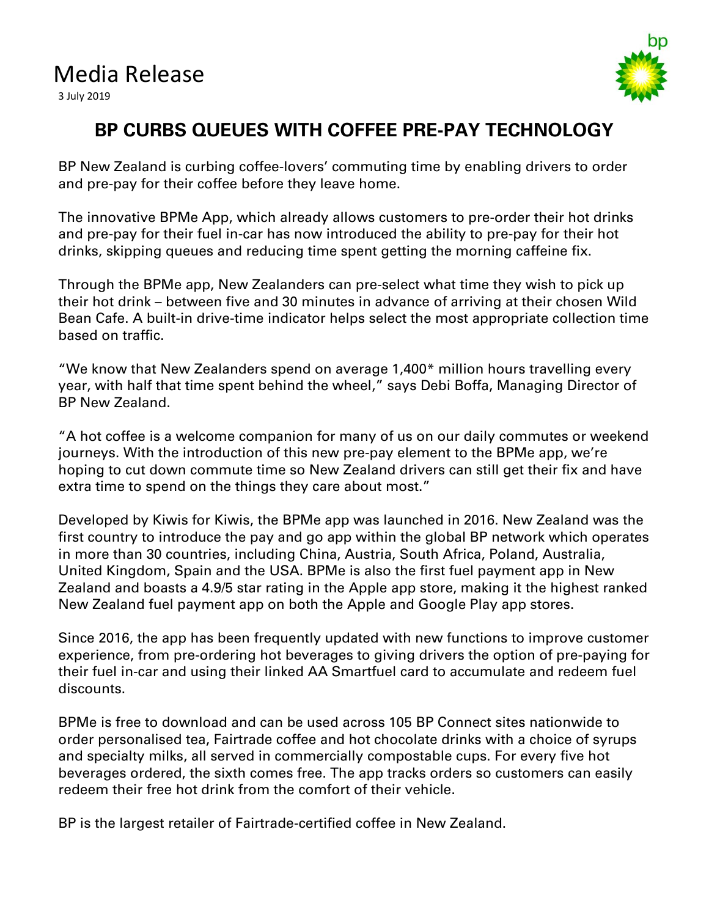# Media Release

3 July 2019

## BP CURBS QUEUES WITH COFFEE PRE-PAY TECHNOLOGY

BP New Zealand is curbing coffee-lovers' commuting time by enabling drivers to order and pre-pay for their coffee before they leave home.

The innovative BPMe App, which already allows customers to pre-order their hot drinks and pre-pay for their fuel in-car has now introduced the ability to pre-pay for their hot drinks, skipping queues and reducing time spent getting the morning caffeine fix.

Through the BPMe app, New Zealanders can pre-select what time they wish to pick up their hot drink – between five and 30 minutes in advance of arriving at their chosen Wild Bean Cafe. A built-in drive-time indicator helps select the most appropriate collection time based on traffic.

"We know that New Zealanders spend on average 1,400* million hours travelling every year, with half that time spent behind the wheel," says Debi Boffa, Managing Director of BP New Zealand.

"A hot coffee is a welcome companion for many of us on our daily commutes or weekend journeys. With the introduction of this new pre-pay element to the BPMe app, we're hoping to cut down commute time so New Zealand drivers can still get their fix and have extra time to spend on the things they care about most."

Developed by Kiwis for Kiwis, the BPMe app was launched in 2016. New Zealand was the first country to introduce the pay and go app within the global BP network which operates in more than 30 countries, including China, Austria, South Africa, Poland, Australia, United Kingdom, Spain and the USA. BPMe is also the first fuel payment app in New Zealand and boasts a 4.9/5 star rating in the Apple app store, making it the highest ranked New Zealand fuel payment app on both the Apple and Google Play app stores.

Since 2016, the app has been frequently updated with new functions to improve customer experience, from pre-ordering hot beverages to giving drivers the option of pre-paying for their fuel in-car and using their linked AA Smartfuel card to accumulate and redeem fuel discounts.

BPMe is free to download and can be used across 105 BP Connect sites nationwide to order personalised tea, Fairtrade coffee and hot chocolate drinks with a choice of syrups and specialty milks, all served in commercially compostable cups. For every five hot beverages ordered, the sixth comes free. The app tracks orders so customers can easily redeem their free hot drink from the comfort of their vehicle.

BP is the largest retailer of Fairtrade-certified coffee in New Zealand.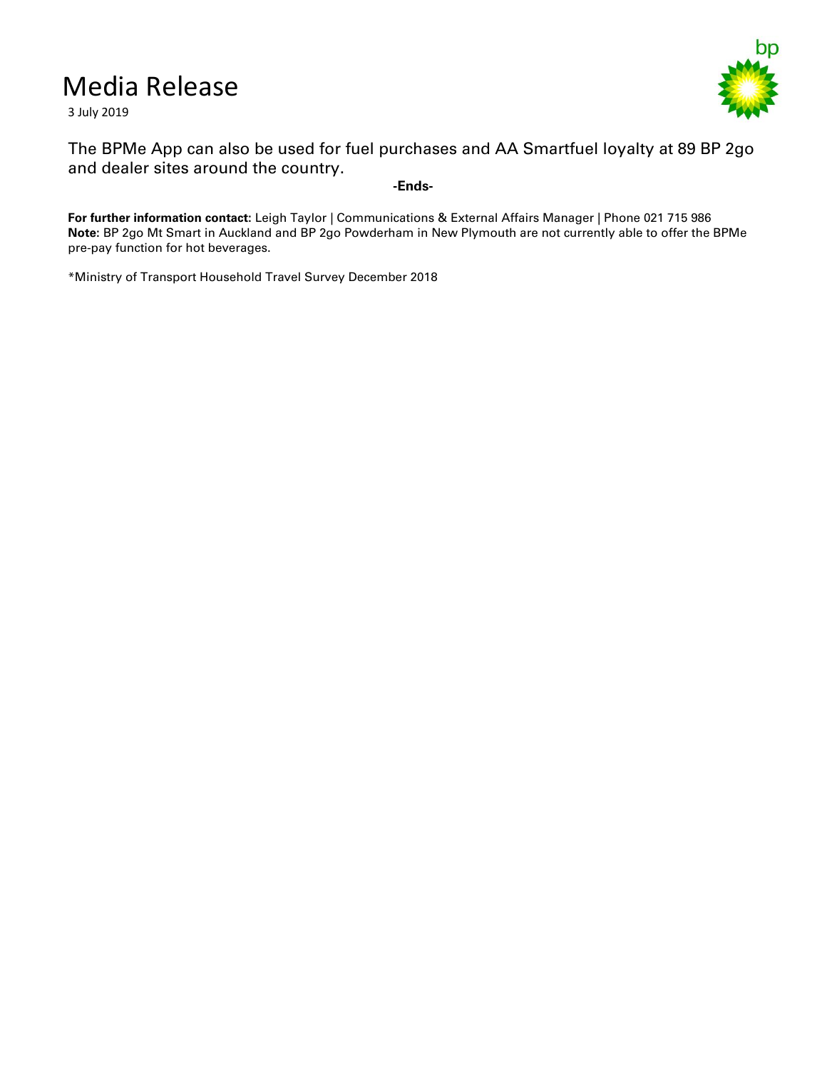# Media Release

3 July 2019

The BPMe App can also be used for fuel purchases and AA Smartfuel loyalty at 89 BP 2go and dealer sites around the country.

**-Ends-**

**For further information contact:** Leigh Taylor | Communications & External Affairs Manager | Phone 021 715 986

**Note:** BP 2go Mt Smart in Auckland and BP 2go Powderham in New Plymouth are not currently able to offer the BPMe pre-pay function for hot beverages.

*Ministry of Transport Household Travel Survey December 2018